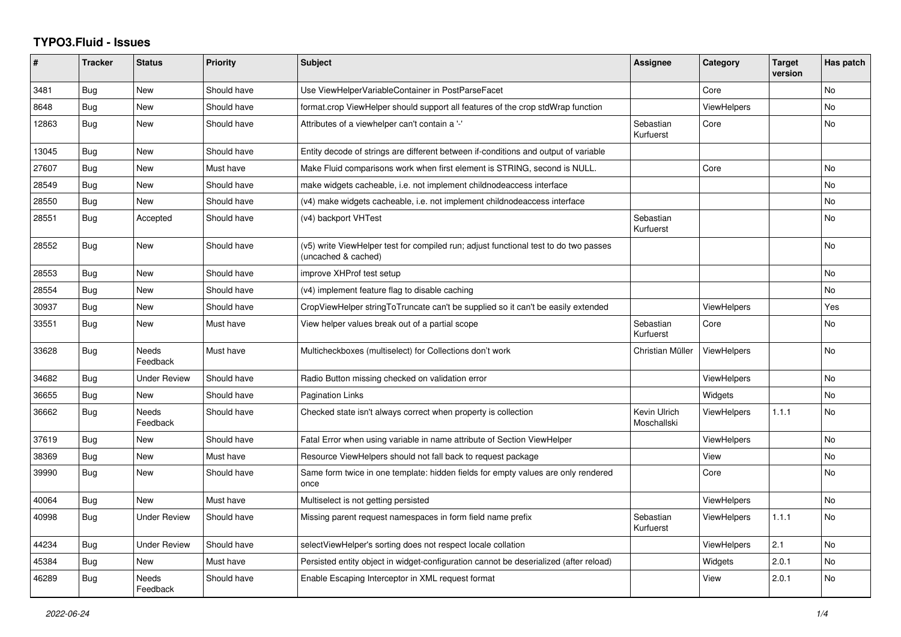# TYPO3.Fluid - Issues

| # | Tracker | Status | Priority | Subject | Assignee | Category | Target version | Has patch |
|---|---|---|---|---|---|---|---|---|
| 3481 | Bug | New | Should have | Use ViewHelperVariableContainer in PostParseFacet | | Core | | No |
| 8648 | Bug | New | Should have | format.crop ViewHelper should support all features of the crop stdWrap function | | ViewHelpers | | No |
| 12863 | Bug | New | Should have | Attributes of a viewhelper can't contain a '-' | Sebastian Kurfuerst | Core | | No |
| 13045 | Bug | New | Should have | Entity decode of strings are different between if-conditions and output of variable | | | | |
| 27607 | Bug | New | Must have | Make Fluid comparisons work when first element is STRING, second is NULL. | | Core | | No |
| 28549 | Bug | New | Should have | make widgets cacheable, i.e. not implement childnodeaccess interface | | | | No |
| 28550 | Bug | New | Should have | (v4) make widgets cacheable, i.e. not implement childnodeaccess interface | | | | No |
| 28551 | Bug | Accepted | Should have | (v4) backport VHTest | Sebastian Kurfuerst | | | No |
| 28552 | Bug | New | Should have | (v5) write ViewHelper test for compiled run; adjust functional test to do two passes (uncached & cached) | | | | No |
| 28553 | Bug | New | Should have | improve XHProf test setup | | | | No |
| 28554 | Bug | New | Should have | (v4) implement feature flag to disable caching | | | | No |
| 30937 | Bug | New | Should have | CropViewHelper stringToTruncate can't be supplied so it can't be easily extended | | ViewHelpers | | Yes |
| 33551 | Bug | New | Must have | View helper values break out of a partial scope | Sebastian Kurfuerst | Core | | No |
| 33628 | Bug | Needs Feedback | Must have | Multicheckboxes (multiselect) for Collections don't work | Christian Müller | ViewHelpers | | No |
| 34682 | Bug | Under Review | Should have | Radio Button missing checked on validation error | | ViewHelpers | | No |
| 36655 | Bug | New | Should have | Pagination Links | | Widgets | | No |
| 36662 | Bug | Needs Feedback | Should have | Checked state isn't always correct when property is collection | Kevin Ulrich Moschallski | ViewHelpers | 1.1.1 | No |
| 37619 | Bug | New | Should have | Fatal Error when using variable in name attribute of Section ViewHelper | | ViewHelpers | | No |
| 38369 | Bug | New | Must have | Resource ViewHelpers should not fall back to request package | | View | | No |
| 39990 | Bug | New | Should have | Same form twice in one template: hidden fields for empty values are only rendered once | | Core | | No |
| 40064 | Bug | New | Must have | Multiselect is not getting persisted | | ViewHelpers | | No |
| 40998 | Bug | Under Review | Should have | Missing parent request namespaces in form field name prefix | Sebastian Kurfuerst | ViewHelpers | 1.1.1 | No |
| 44234 | Bug | Under Review | Should have | selectViewHelper's sorting does not respect locale collation | | ViewHelpers | 2.1 | No |
| 45384 | Bug | New | Must have | Persisted entity object in widget-configuration cannot be deserialized (after reload) | | Widgets | 2.0.1 | No |
| 46289 | Bug | Needs Feedback | Should have | Enable Escaping Interceptor in XML request format | | View | 2.0.1 | No |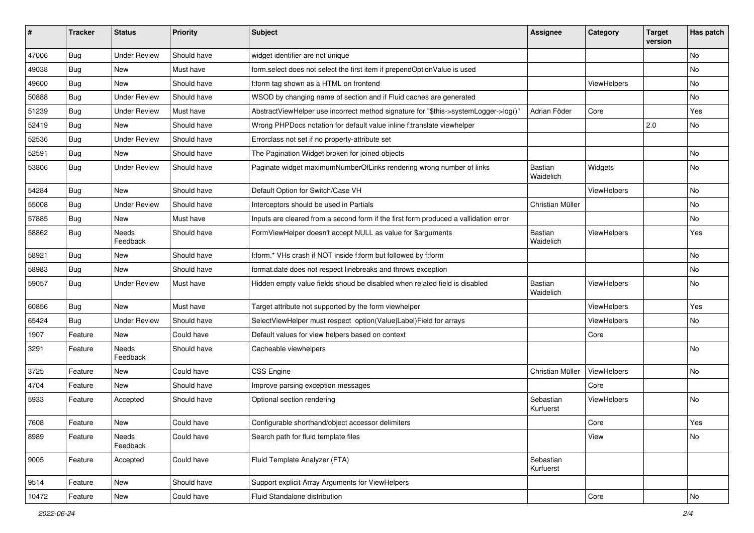| # | Tracker | Status | Priority | Subject | Assignee | Category | Target version | Has patch |
|---|---|---|---|---|---|---|---|---|
| 47006 | Bug | Under Review | Should have | widget identifier are not unique | | | | No |
| 49038 | Bug | New | Must have | form.select does not select the first item if prependOptionValue is used | | | | No |
| 49600 | Bug | New | Should have | f:form tag shown as a HTML on frontend | | ViewHelpers | | No |
| 50888 | Bug | Under Review | Should have | WSOD by changing name of section and if Fluid caches are generated | | | | No |
| 51239 | Bug | Under Review | Must have | AbstractViewHelper use incorrect method signature for "$this->systemLogger->log()" | Adrian Föder | Core | | Yes |
| 52419 | Bug | New | Should have | Wrong PHPDocs notation for default value inline f:translate viewhelper | | | 2.0 | No |
| 52536 | Bug | Under Review | Should have | Errorclass not set if no property-attribute set | | | | |
| 52591 | Bug | New | Should have | The Pagination Widget broken for joined objects | | | | No |
| 53806 | Bug | Under Review | Should have | Paginate widget maximumNumberOfLinks rendering wrong number of links | Bastian Waidelich | Widgets | | No |
| 54284 | Bug | New | Should have | Default Option for Switch/Case VH | | ViewHelpers | | No |
| 55008 | Bug | Under Review | Should have | Interceptors should be used in Partials | Christian Müller | | | No |
| 57885 | Bug | New | Must have | Inputs are cleared from a second form if the first form produced a vallidation error | | | | No |
| 58862 | Bug | Needs Feedback | Should have | FormViewHelper doesn't accept NULL as value for $arguments | Bastian Waidelich | ViewHelpers | | Yes |
| 58921 | Bug | New | Should have | f:form.* VHs crash if NOT inside f:form but followed by f:form | | | | No |
| 58983 | Bug | New | Should have | format.date does not respect linebreaks and throws exception | | | | No |
| 59057 | Bug | Under Review | Must have | Hidden empty value fields shoud be disabled when related field is disabled | Bastian Waidelich | ViewHelpers | | No |
| 60856 | Bug | New | Must have | Target attribute not supported by the form viewhelper | | ViewHelpers | | Yes |
| 65424 | Bug | Under Review | Should have | SelectViewHelper must respect option(Value\|Label)Field for arrays | | ViewHelpers | | No |
| 1907 | Feature | New | Could have | Default values for view helpers based on context | | Core | | |
| 3291 | Feature | Needs Feedback | Should have | Cacheable viewhelpers | | | | No |
| 3725 | Feature | New | Could have | CSS Engine | Christian Müller | ViewHelpers | | No |
| 4704 | Feature | New | Should have | Improve parsing exception messages | | Core | | |
| 5933 | Feature | Accepted | Should have | Optional section rendering | Sebastian Kurfuerst | ViewHelpers | | No |
| 7608 | Feature | New | Could have | Configurable shorthand/object accessor delimiters | | Core | | Yes |
| 8989 | Feature | Needs Feedback | Could have | Search path for fluid template files | | View | | No |
| 9005 | Feature | Accepted | Could have | Fluid Template Analyzer (FTA) | Sebastian Kurfuerst | | | |
| 9514 | Feature | New | Should have | Support explicit Array Arguments for ViewHelpers | | | | |
| 10472 | Feature | New | Could have | Fluid Standalone distribution | | Core | | No |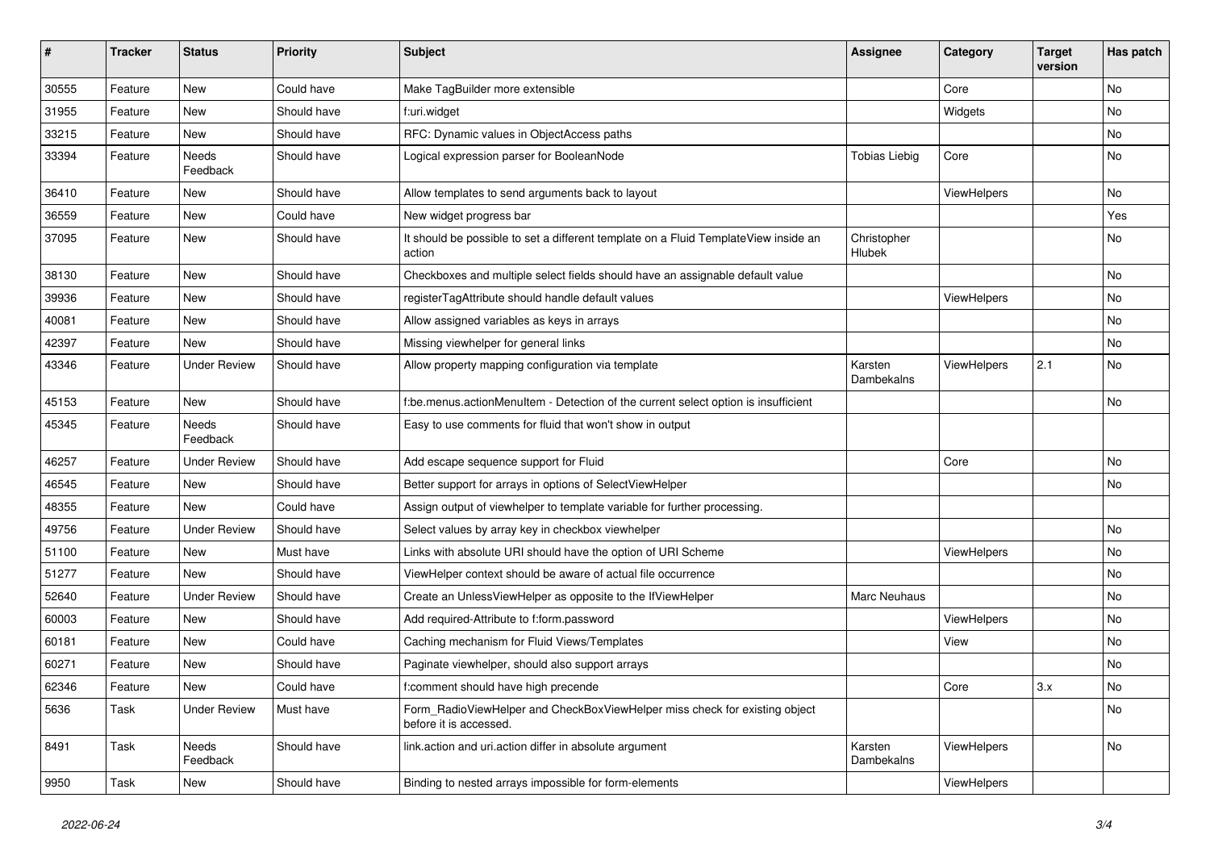| # | Tracker | Status | Priority | Subject | Assignee | Category | Target version | Has patch |
|---|---|---|---|---|---|---|---|---|
| 30555 | Feature | New | Could have | Make TagBuilder more extensible | | Core | | No |
| 31955 | Feature | New | Should have | f:uri.widget | | Widgets | | No |
| 33215 | Feature | New | Should have | RFC: Dynamic values in ObjectAccess paths | | | | No |
| 33394 | Feature | Needs Feedback | Should have | Logical expression parser for BooleanNode | Tobias Liebig | Core | | No |
| 36410 | Feature | New | Should have | Allow templates to send arguments back to layout | | ViewHelpers | | No |
| 36559 | Feature | New | Could have | New widget progress bar | | | | Yes |
| 37095 | Feature | New | Should have | It should be possible to set a different template on a Fluid TemplateView inside an action | Christopher Hlubek | | | No |
| 38130 | Feature | New | Should have | Checkboxes and multiple select fields should have an assignable default value | | | | No |
| 39936 | Feature | New | Should have | registerTagAttribute should handle default values | | ViewHelpers | | No |
| 40081 | Feature | New | Should have | Allow assigned variables as keys in arrays | | | | No |
| 42397 | Feature | New | Should have | Missing viewhelper for general links | | | | No |
| 43346 | Feature | Under Review | Should have | Allow property mapping configuration via template | Karsten Dambekalns | ViewHelpers | 2.1 | No |
| 45153 | Feature | New | Should have | f:be.menus.actionMenuItem - Detection of the current select option is insufficient | | | | No |
| 45345 | Feature | Needs Feedback | Should have | Easy to use comments for fluid that won't show in output | | | | |
| 46257 | Feature | Under Review | Should have | Add escape sequence support for Fluid | | Core | | No |
| 46545 | Feature | New | Should have | Better support for arrays in options of SelectViewHelper | | | | No |
| 48355 | Feature | New | Could have | Assign output of viewhelper to template variable for further processing. | | | | |
| 49756 | Feature | Under Review | Should have | Select values by array key in checkbox viewhelper | | | | No |
| 51100 | Feature | New | Must have | Links with absolute URI should have the option of URI Scheme | | ViewHelpers | | No |
| 51277 | Feature | New | Should have | ViewHelper context should be aware of actual file occurrence | | | | No |
| 52640 | Feature | Under Review | Should have | Create an UnlessViewHelper as opposite to the IfViewHelper | Marc Neuhaus | | | No |
| 60003 | Feature | New | Should have | Add required-Attribute to f:form.password | | ViewHelpers | | No |
| 60181 | Feature | New | Could have | Caching mechanism for Fluid Views/Templates | | View | | No |
| 60271 | Feature | New | Should have | Paginate viewhelper, should also support arrays | | | | No |
| 62346 | Feature | New | Could have | f:comment should have high precende | | Core | 3.x | No |
| 5636 | Task | Under Review | Must have | Form_RadioViewHelper and CheckBoxViewHelper miss check for existing object before it is accessed. | | | | No |
| 8491 | Task | Needs Feedback | Should have | link.action and uri.action differ in absolute argument | Karsten Dambekalns | ViewHelpers | | No |
| 9950 | Task | New | Should have | Binding to nested arrays impossible for form-elements | | ViewHelpers | | |

2022-06-24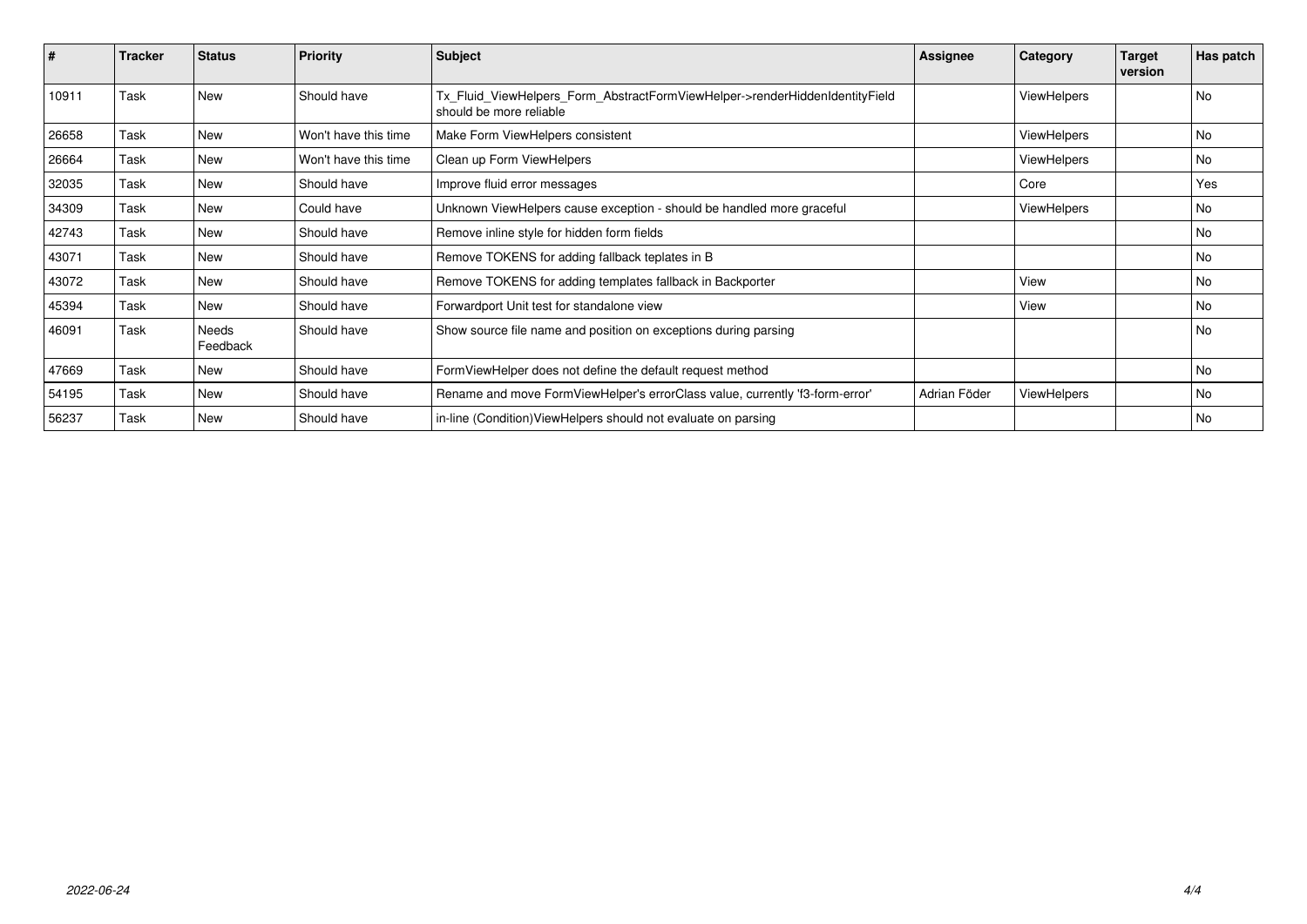| # | Tracker | Status | Priority | Subject | Assignee | Category | Target version | Has patch |
|---|---|---|---|---|---|---|---|---|
| 10911 | Task | New | Should have | Tx_Fluid_ViewHelpers_Form_AbstractFormViewHelper->renderHiddenIdentityField should be more reliable | | ViewHelpers | | No |
| 26658 | Task | New | Won't have this time | Make Form ViewHelpers consistent | | ViewHelpers | | No |
| 26664 | Task | New | Won't have this time | Clean up Form ViewHelpers | | ViewHelpers | | No |
| 32035 | Task | New | Should have | Improve fluid error messages | | Core | | Yes |
| 34309 | Task | New | Could have | Unknown ViewHelpers cause exception - should be handled more graceful | | ViewHelpers | | No |
| 42743 | Task | New | Should have | Remove inline style for hidden form fields | | | | No |
| 43071 | Task | New | Should have | Remove TOKENS for adding fallback teplates in B | | | | No |
| 43072 | Task | New | Should have | Remove TOKENS for adding templates fallback in Backporter | | View | | No |
| 45394 | Task | New | Should have | Forwardport Unit test for standalone view | | View | | No |
| 46091 | Task | Needs Feedback | Should have | Show source file name and position on exceptions during parsing | | | | No |
| 47669 | Task | New | Should have | FormViewHelper does not define the default request method | | | | No |
| 54195 | Task | New | Should have | Rename and move FormViewHelper's errorClass value, currently 'f3-form-error' | Adrian Föder | ViewHelpers | | No |
| 56237 | Task | New | Should have | in-line (Condition)ViewHelpers should not evaluate on parsing | | | | No |